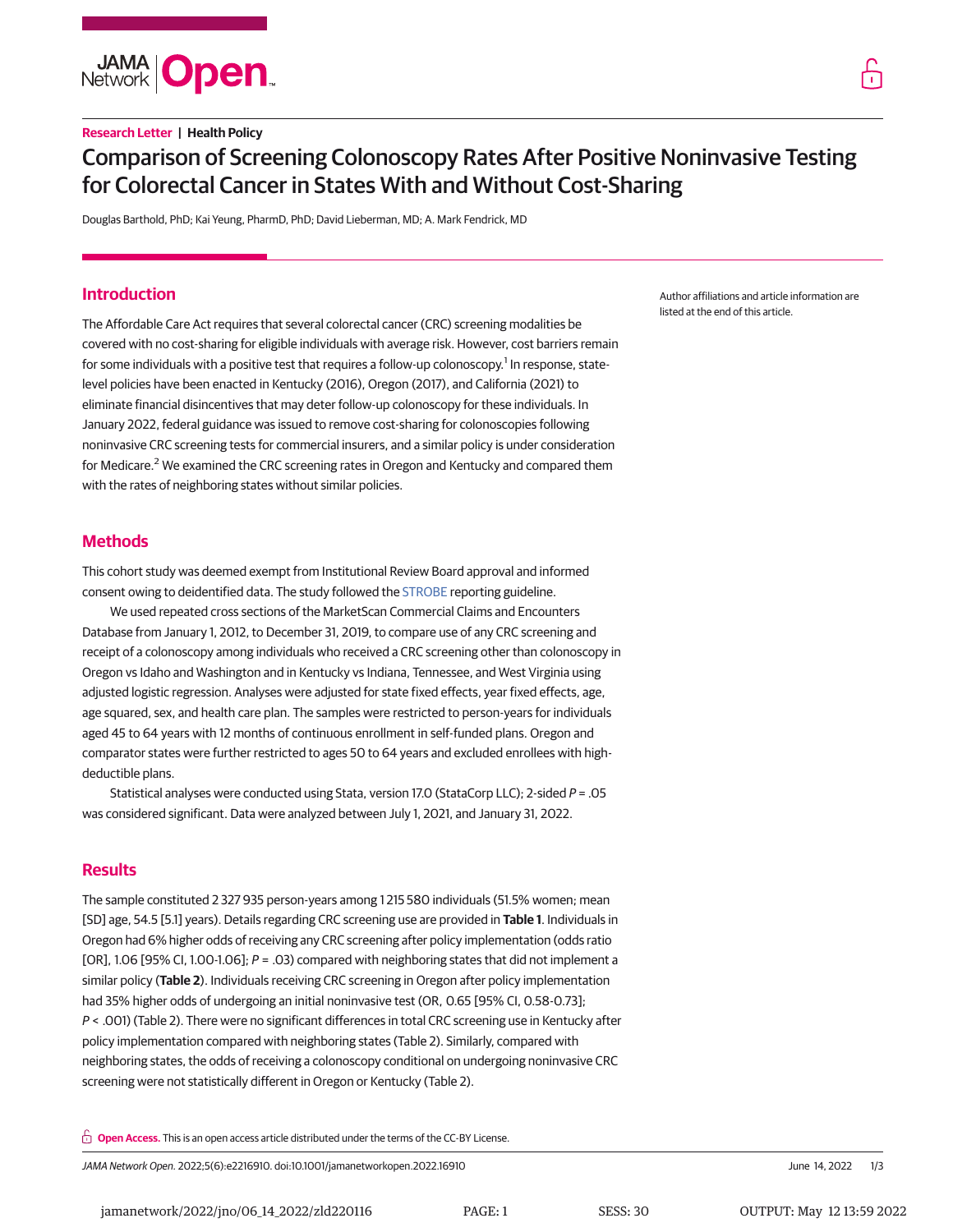Research Letter | Health Policy

# Comparison of Screening Colonoscopy Rates After Positive Noninvasive Testing for Colorectal Cancer in States With and Without Cost-Sharing

Douglas Barthold, PhD; Kai Yeung, PharmD, PhD; David Lieberman, MD; A. Mark Fendrick, MD

Author affiliations and article information are listed at the end of this article.

## Introduction

The Affordable Care Act requires that several colorectal cancer (CRC) screening modalities be covered with no cost-sharing for eligible individuals with average risk. However, cost barriers remain for some individuals with a positive test that requires a follow-up colonoscopy.[1] In response, state-level policies have been enacted in Kentucky (2016), Oregon (2017), and California (2021) to eliminate financial disincentives that may deter follow-up colonoscopy for these individuals. In January 2022, federal guidance was issued to remove cost-sharing for colonoscopies following noninvasive CRC screening tests for commercial insurers, and a similar policy is under consideration for Medicare.[2] We examined the CRC screening rates in Oregon and Kentucky and compared them with the rates of neighboring states without similar policies.

## Methods

This cohort study was deemed exempt from Institutional Review Board approval and informed consent owing to deidentified data. The study followed the STROBE reporting guideline.

We used repeated cross sections of the MarketScan Commercial Claims and Encounters Database from January 1, 2012, to December 31, 2019, to compare use of any CRC screening and receipt of a colonoscopy among individuals who received a CRC screening other than colonoscopy in Oregon vs Idaho and Washington and in Kentucky vs Indiana, Tennessee, and West Virginia using adjusted logistic regression. Analyses were adjusted for state fixed effects, year fixed effects, age, age squared, sex, and health care plan. The samples were restricted to person-years for individuals aged 45 to 64 years with 12 months of continuous enrollment in self-funded plans. Oregon and comparator states were further restricted to ages 50 to 64 years and excluded enrollees with high-deductible plans.

Statistical analyses were conducted using Stata, version 17.0 (StataCorp LLC); 2-sided $P = .05$ was considered significant. Data were analyzed between July 1, 2021, and January 31, 2022.

## Results

The sample constituted 2 327 935 person-years among 1 215 580 individuals (51.5% women; mean [SD] age, 54.5 [5.1] years). Details regarding CRC screening use are provided in **Table 1**. Individuals in Oregon had 6% higher odds of receiving any CRC screening after policy implementation (odds ratio [OR], 1.06 [95% CI, 1.00-1.06]; $P = .03$) compared with neighboring states that did not implement a similar policy (**Table 2**). Individuals receiving CRC screening in Oregon after policy implementation had 35% higher odds of undergoing an initial noninvasive test (OR, 0.65 [95% CI, 0.58-0.73]; $P < .001$) (Table 2). There were no significant differences in total CRC screening use in Kentucky after policy implementation compared with neighboring states (Table 2). Similarly, compared with neighboring states, the odds of receiving a colonoscopy conditional on undergoing noninvasive CRC screening were not statistically different in Oregon or Kentucky (Table 2).

**Open Access.** This is an open access article distributed under the terms of the CC-BY License.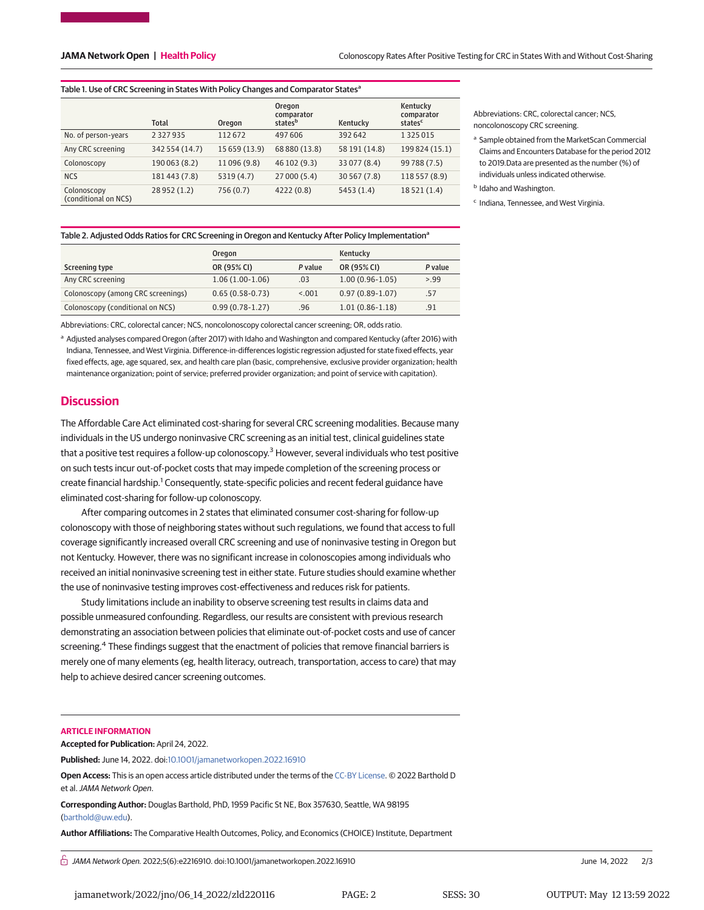Table 1. Use of CRC Screening in States With Policy Changes and Comparator States[a]

| | Total | Oregon | Oregon comparator states[b] | Kentucky | Kentucky comparator states[c] |
|---|---|---|---|---|---|
| No. of person-years | 2 327 935 | 112 672 | 497 606 | 392 642 | 1 325 015 |
| Any CRC screening | 342 554 (14.7) | 15 659 (13.9) | 68 880 (13.8) | 58 191 (14.8) | 199 824 (15.1) |
| Colonoscopy | 190 063 (8.2) | 11 096 (9.8) | 46 102 (9.3) | 33 077 (8.4) | 99 788 (7.5) |
| NCS | 181 443 (7.8) | 5319 (4.7) | 27 000 (5.4) | 30 567 (7.8) | 118 557 (8.9) |
| Colonoscopy (conditional on NCS) | 28 952 (1.2) | 756 (0.7) | 4222 (0.8) | 5453 (1.4) | 18 521 (1.4) |

Abbreviations: CRC, colorectal cancer; NCS, noncolonoscopy CRC screening.

[a] Sample obtained from the MarketScan Commercial Claims and Encounters Database for the period 2012 to 2019. Data are presented as the number (%) of individuals unless indicated otherwise.

[b] Idaho and Washington.

[c] Indiana, Tennessee, and West Virginia.

Table 2. Adjusted Odds Ratios for CRC Screening in Oregon and Kentucky After Policy Implementation[a]

| | Oregon | | Kentucky | |
|---|---|---|---|---|
| Screening type | OR (95% CI) | *P* value | OR (95% CI) | *P* value |
| Any CRC screening | 1.06 (1.00-1.06) | .03 | 1.00 (0.96-1.05) | >.99 |
| Colonoscopy (among CRC screenings) | 0.65 (0.58-0.73) | <.001 | 0.97 (0.89-1.07) | .57 |
| Colonoscopy (conditional on NCS) | 0.99 (0.78-1.27) | .96 | 1.01 (0.86-1.18) | .91 |

Abbreviations: CRC, colorectal cancer; NCS, noncolonoscopy colorectal cancer screening; OR, odds ratio.

[a] Adjusted analyses compared Oregon (after 2017) with Idaho and Washington and compared Kentucky (after 2016) with Indiana, Tennessee, and West Virginia. Difference-in-differences logistic regression adjusted for state fixed effects, year fixed effects, age, age squared, sex, and health care plan (basic, comprehensive, exclusive provider organization; health maintenance organization; point of service; preferred provider organization; and point of service with capitation).

## Discussion

The Affordable Care Act eliminated cost-sharing for several CRC screening modalities. Because many individuals in the US undergo noninvasive CRC screening as an initial test, clinical guidelines state that a positive test requires a follow-up colonoscopy.[3] However, several individuals who test positive on such tests incur out-of-pocket costs that may impede completion of the screening process or create financial hardship.[1] Consequently, state-specific policies and recent federal guidance have eliminated cost-sharing for follow-up colonoscopy.

After comparing outcomes in 2 states that eliminated consumer cost-sharing for follow-up colonoscopy with those of neighboring states without such regulations, we found that access to full coverage significantly increased overall CRC screening and use of noninvasive testing in Oregon but not Kentucky. However, there was no significant increase in colonoscopies among individuals who received an initial noninvasive screening test in either state. Future studies should examine whether the use of noninvasive testing improves cost-effectiveness and reduces risk for patients.

Study limitations include an inability to observe screening test results in claims data and possible unmeasured confounding. Regardless, our results are consistent with previous research demonstrating an association between policies that eliminate out-of-pocket costs and use of cancer screening.[4] These findings suggest that the enactment of policies that remove financial barriers is merely one of many elements (eg, health literacy, outreach, transportation, access to care) that may help to achieve desired cancer screening outcomes.

## ARTICLE INFORMATION

**Accepted for Publication:** April 24, 2022.

**Published:** June 14, 2022. doi:10.1001/jamanetworkopen.2022.16910

**Open Access:** This is an open access article distributed under the terms of the CC-BY License. © 2022 Barthold D et al. *JAMA Network Open*.

**Corresponding Author:** Douglas Barthold, PhD, 1959 Pacific St NE, Box 357630, Seattle, WA 98195 (barthold@uw.edu).

**Author Affiliations:** The Comparative Health Outcomes, Policy, and Economics (CHOICE) Institute, Department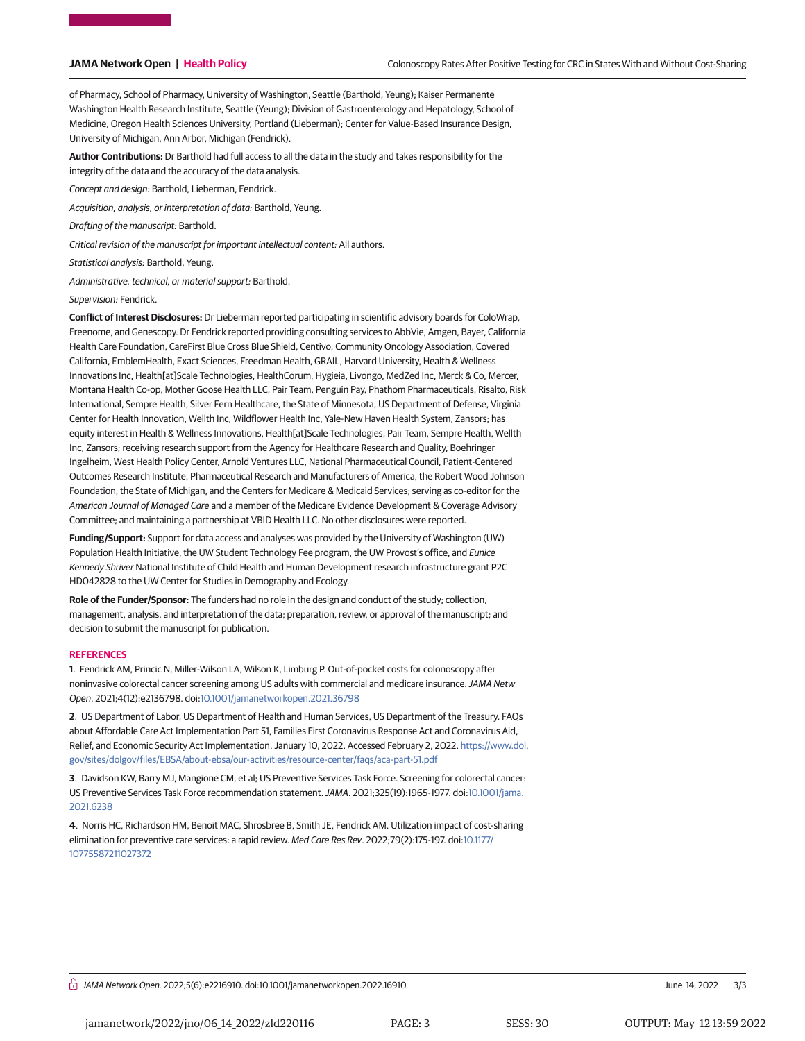of Pharmacy, School of Pharmacy, University of Washington, Seattle (Barthold, Yeung); Kaiser Permanente Washington Health Research Institute, Seattle (Yeung); Division of Gastroenterology and Hepatology, School of Medicine, Oregon Health Sciences University, Portland (Lieberman); Center for Value-Based Insurance Design, University of Michigan, Ann Arbor, Michigan (Fendrick).

**Author Contributions:** Dr Barthold had full access to all the data in the study and takes responsibility for the integrity of the data and the accuracy of the data analysis.

*Concept and design:* Barthold, Lieberman, Fendrick.

*Acquisition, analysis, or interpretation of data:* Barthold, Yeung.

*Drafting of the manuscript:* Barthold.

*Critical revision of the manuscript for important intellectual content:* All authors.

*Statistical analysis:* Barthold, Yeung.

*Administrative, technical, or material support:* Barthold.

*Supervision:* Fendrick.

**Conflict of Interest Disclosures:** Dr Lieberman reported participating in scientific advisory boards for ColoWrap, Freenome, and Genescopy. Dr Fendrick reported providing consulting services to AbbVie, Amgen, Bayer, California Health Care Foundation, CareFirst Blue Cross Blue Shield, Centivo, Community Oncology Association, Covered California, EmblemHealth, Exact Sciences, Freedman Health, GRAIL, Harvard University, Health & Wellness Innovations Inc, Health[at]Scale Technologies, HealthCorum, Hygieia, Livongo, MedZed Inc, Merck & Co, Mercer, Montana Health Co-op, Mother Goose Health LLC, Pair Team, Penguin Pay, Phathom Pharmaceuticals, Risalto, Risk International, Sempre Health, Silver Fern Healthcare, the State of Minnesota, US Department of Defense, Virginia Center for Health Innovation, Wellth Inc, Wildflower Health Inc, Yale-New Haven Health System, Zansors; has equity interest in Health & Wellness Innovations, Health[at]Scale Technologies, Pair Team, Sempre Health, Wellth Inc, Zansors; receiving research support from the Agency for Healthcare Research and Quality, Boehringer Ingelheim, West Health Policy Center, Arnold Ventures LLC, National Pharmaceutical Council, Patient-Centered Outcomes Research Institute, Pharmaceutical Research and Manufacturers of America, the Robert Wood Johnson Foundation, the State of Michigan, and the Centers for Medicare & Medicaid Services; serving as co-editor for the *American Journal of Managed Care* and a member of the Medicare Evidence Development & Coverage Advisory Committee; and maintaining a partnership at VBID Health LLC. No other disclosures were reported.

**Funding/Support:** Support for data access and analyses was provided by the University of Washington (UW) Population Health Initiative, the UW Student Technology Fee program, the UW Provost's office, and *Eunice Kennedy Shriver* National Institute of Child Health and Human Development research infrastructure grant P2C HD042828 to the UW Center for Studies in Demography and Ecology.

**Role of the Funder/Sponsor:** The funders had no role in the design and conduct of the study; collection, management, analysis, and interpretation of the data; preparation, review, or approval of the manuscript; and decision to submit the manuscript for publication.

## REFERENCES

**1**. Fendrick AM, Princic N, Miller-Wilson LA, Wilson K, Limburg P. Out-of-pocket costs for colonoscopy after noninvasive colorectal cancer screening among US adults with commercial and medicare insurance. *JAMA Netw Open*. 2021;4(12):e2136798. doi:10.1001/jamanetworkopen.2021.36798

**2**. US Department of Labor, US Department of Health and Human Services, US Department of the Treasury. FAQs about Affordable Care Act Implementation Part 51, Families First Coronavirus Response Act and Coronavirus Aid, Relief, and Economic Security Act Implementation. January 10, 2022. Accessed February 2, 2022. https://www.dol.gov/sites/dolgov/files/EBSA/about-ebsa/our-activities/resource-center/faqs/aca-part-51.pdf

**3**. Davidson KW, Barry MJ, Mangione CM, et al; US Preventive Services Task Force. Screening for colorectal cancer: US Preventive Services Task Force recommendation statement. *JAMA*. 2021;325(19):1965-1977. doi:10.1001/jama.2021.6238

**4**. Norris HC, Richardson HM, Benoit MAC, Shrosbree B, Smith JE, Fendrick AM. Utilization impact of cost-sharing elimination for preventive care services: a rapid review. *Med Care Res Rev*. 2022;79(2):175-197. doi:10.1177/10775587211027372